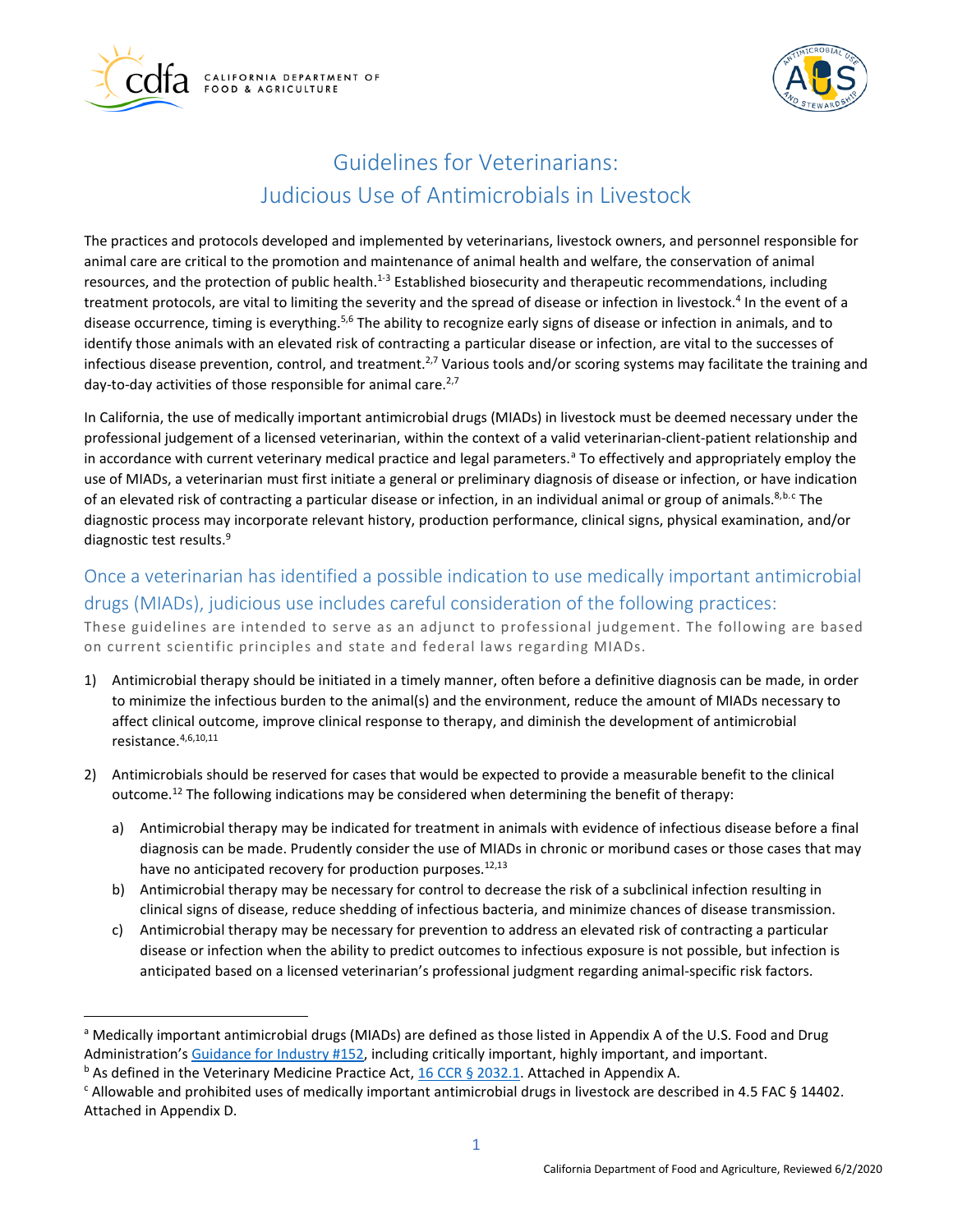# Guidelines for Veterinarians: Judicious Use of Antimicrobials in Livestock

The practices and protocols developed and implemented by veterinarians, livestock owners, and personnel responsible for animal care are critical to the promotion and maintenance of animal health and welfare, the conservation of animal resources, and the protection of public health.[1-3] Established biosecurity and therapeutic recommendations, including treatment protocols, are vital to limiting the severity and the spread of disease or infection in livestock.[4] In the event of a disease occurrence, timing is everything.[5,6] The ability to recognize early signs of disease or infection in animals, and to identify those animals with an elevated risk of contracting a particular disease or infection, are vital to the successes of infectious disease prevention, control, and treatment.[2,7] Various tools and/or scoring systems may facilitate the training and day-to-day activities of those responsible for animal care.[2,7]

In California, the use of medically important antimicrobial drugs (MIADs) in livestock must be deemed necessary under the professional judgement of a licensed veterinarian, within the context of a valid veterinarian-client-patient relationship and in accordance with current veterinary medical practice and legal parameters.[a] To effectively and appropriately employ the use of MIADs, a veterinarian must first initiate a general or preliminary diagnosis of disease or infection, or have indication of an elevated risk of contracting a particular disease or infection, in an individual animal or group of animals.[8,b,c] The diagnostic process may incorporate relevant history, production performance, clinical signs, physical examination, and/or diagnostic test results.[9]

## Once a veterinarian has identified a possible indication to use medically important antimicrobial drugs (MIADs), judicious use includes careful consideration of the following practices:

These guidelines are intended to serve as an adjunct to professional judgement. The following are based on current scientific principles and state and federal laws regarding MIADs.

1) Antimicrobial therapy should be initiated in a timely manner, often before a definitive diagnosis can be made, in order to minimize the infectious burden to the animal(s) and the environment, reduce the amount of MIADs necessary to affect clinical outcome, improve clinical response to therapy, and diminish the development of antimicrobial resistance.[4,6,10,11]

2) Antimicrobials should be reserved for cases that would be expected to provide a measurable benefit to the clinical outcome.[12] The following indications may be considered when determining the benefit of therapy:

   a) Antimicrobial therapy may be indicated for treatment in animals with evidence of infectious disease before a final diagnosis can be made. Prudently consider the use of MIADs in chronic or moribund cases or those cases that may have no anticipated recovery for production purposes.[12,13]

   b) Antimicrobial therapy may be necessary for control to decrease the risk of a subclinical infection resulting in clinical signs of disease, reduce shedding of infectious bacteria, and minimize chances of disease transmission.

   c) Antimicrobial therapy may be necessary for prevention to address an elevated risk of contracting a particular disease or infection when the ability to predict outcomes to infectious exposure is not possible, but infection is anticipated based on a licensed veterinarian's professional judgment regarding animal-specific risk factors.

---

[a] Medically important antimicrobial drugs (MIADs) are defined as those listed in Appendix A of the U.S. Food and Drug Administration's Guidance for Industry #152, including critically important, highly important, and important.

[b] As defined in the Veterinary Medicine Practice Act, 16 CCR § 2032.1. Attached in Appendix A.

[c] Allowable and prohibited uses of medically important antimicrobial drugs in livestock are described in 4.5 FAC § 14402. Attached in Appendix D.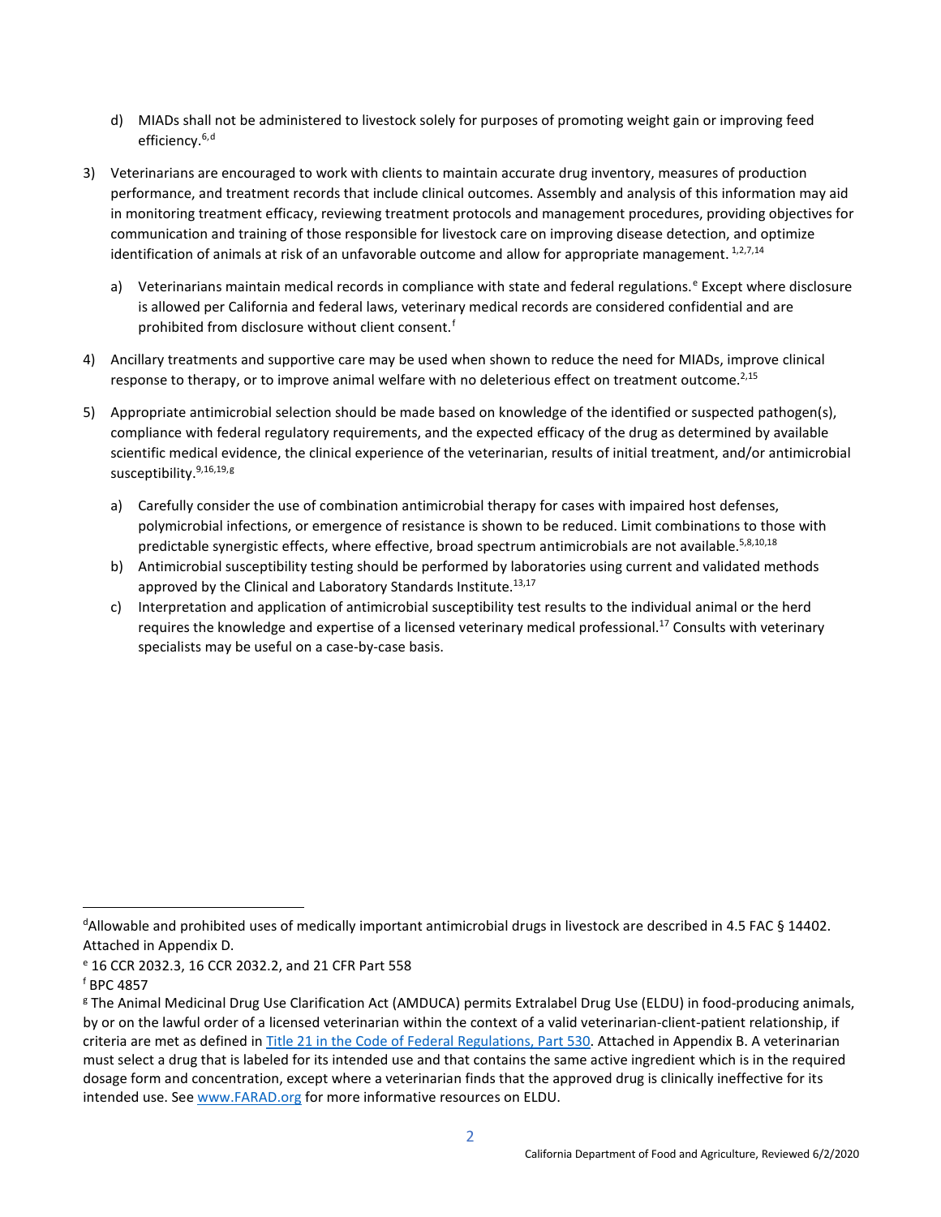d) MIADs shall not be administered to livestock solely for purposes of promoting weight gain or improving feed efficiency.[6,d]

3) Veterinarians are encouraged to work with clients to maintain accurate drug inventory, measures of production performance, and treatment records that include clinical outcomes. Assembly and analysis of this information may aid in monitoring treatment efficacy, reviewing treatment protocols and management procedures, providing objectives for communication and training of those responsible for livestock care on improving disease detection, and optimize identification of animals at risk of an unfavorable outcome and allow for appropriate management. [1,2,7,14]

   a) Veterinarians maintain medical records in compliance with state and federal regulations.[e] Except where disclosure is allowed per California and federal laws, veterinary medical records are considered confidential and are prohibited from disclosure without client consent.[f]

4) Ancillary treatments and supportive care may be used when shown to reduce the need for MIADs, improve clinical response to therapy, or to improve animal welfare with no deleterious effect on treatment outcome.[2,15]

5) Appropriate antimicrobial selection should be made based on knowledge of the identified or suspected pathogen(s), compliance with federal regulatory requirements, and the expected efficacy of the drug as determined by available scientific medical evidence, the clinical experience of the veterinarian, results of initial treatment, and/or antimicrobial susceptibility.[9,16,19,g]

   a) Carefully consider the use of combination antimicrobial therapy for cases with impaired host defenses, polymicrobial infections, or emergence of resistance is shown to be reduced. Limit combinations to those with predictable synergistic effects, where effective, broad spectrum antimicrobials are not available.[5,8,10,18]
   b) Antimicrobial susceptibility testing should be performed by laboratories using current and validated methods approved by the Clinical and Laboratory Standards Institute.[13,17]
   c) Interpretation and application of antimicrobial susceptibility test results to the individual animal or the herd requires the knowledge and expertise of a licensed veterinary medical professional.[17] Consults with veterinary specialists may be useful on a case-by-case basis.

---

[d] Allowable and prohibited uses of medically important antimicrobial drugs in livestock are described in 4.5 FAC § 14402. Attached in Appendix D.

[e] 16 CCR 2032.3, 16 CCR 2032.2, and 21 CFR Part 558

[f] BPC 4857

[g] The Animal Medicinal Drug Use Clarification Act (AMDUCA) permits Extralabel Drug Use (ELDU) in food-producing animals, by or on the lawful order of a licensed veterinarian within the context of a valid veterinarian-client-patient relationship, if criteria are met as defined in [Title 21 in the Code of Federal Regulations, Part 530](). Attached in Appendix B. A veterinarian must select a drug that is labeled for its intended use and that contains the same active ingredient which is in the required dosage form and concentration, except where a veterinarian finds that the approved drug is clinically ineffective for its intended use. See [www.FARAD.org](www.FARAD.org) for more informative resources on ELDU.

California Department of Food and Agriculture, Reviewed 6/2/2020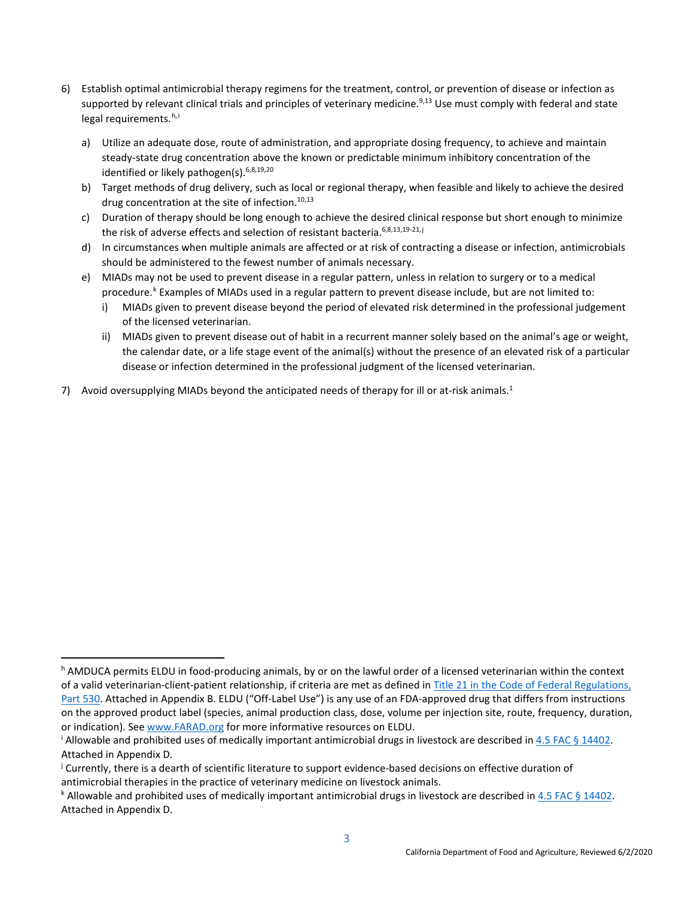6) Establish optimal antimicrobial therapy regimens for the treatment, control, or prevention of disease or infection as supported by relevant clinical trials and principles of veterinary medicine.[9,13] Use must comply with federal and state legal requirements.[h,i]

    a) Utilize an adequate dose, route of administration, and appropriate dosing frequency, to achieve and maintain steady-state drug concentration above the known or predictable minimum inhibitory concentration of the identified or likely pathogen(s).[6,8,19,20]
    b) Target methods of drug delivery, such as local or regional therapy, when feasible and likely to achieve the desired drug concentration at the site of infection.[10,13]
    c) Duration of therapy should be long enough to achieve the desired clinical response but short enough to minimize the risk of adverse effects and selection of resistant bacteria.[6,8,13,19-21,j]
    d) In circumstances when multiple animals are affected or at risk of contracting a disease or infection, antimicrobials should be administered to the fewest number of animals necessary.
    e) MIADs may not be used to prevent disease in a regular pattern, unless in relation to surgery or to a medical procedure.[k] Examples of MIADs used in a regular pattern to prevent disease include, but are not limited to:
        i) MIADs given to prevent disease beyond the period of elevated risk determined in the professional judgement of the licensed veterinarian.
        ii) MIADs given to prevent disease out of habit in a recurrent manner solely based on the animal's age or weight, the calendar date, or a life stage event of the animal(s) without the presence of an elevated risk of a particular disease or infection determined in the professional judgment of the licensed veterinarian.

7) Avoid oversupplying MIADs beyond the anticipated needs of therapy for ill or at-risk animals.[1]

---

[h] AMDUCA permits ELDU in food-producing animals, by or on the lawful order of a licensed veterinarian within the context of a valid veterinarian-client-patient relationship, if criteria are met as defined in [Title 21 in the Code of Federal Regulations, Part 530](). Attached in Appendix B. ELDU ("Off-Label Use") is any use of an FDA-approved drug that differs from instructions on the approved product label (species, animal production class, dose, volume per injection site, route, frequency, duration, or indication). See [www.FARAD.org]() for more informative resources on ELDU.

[i] Allowable and prohibited uses of medically important antimicrobial drugs in livestock are described in [4.5 FAC § 14402](). Attached in Appendix D.

[j] Currently, there is a dearth of scientific literature to support evidence-based decisions on effective duration of antimicrobial therapies in the practice of veterinary medicine on livestock animals.

[k] Allowable and prohibited uses of medically important antimicrobial drugs in livestock are described in [4.5 FAC § 14402](). Attached in Appendix D.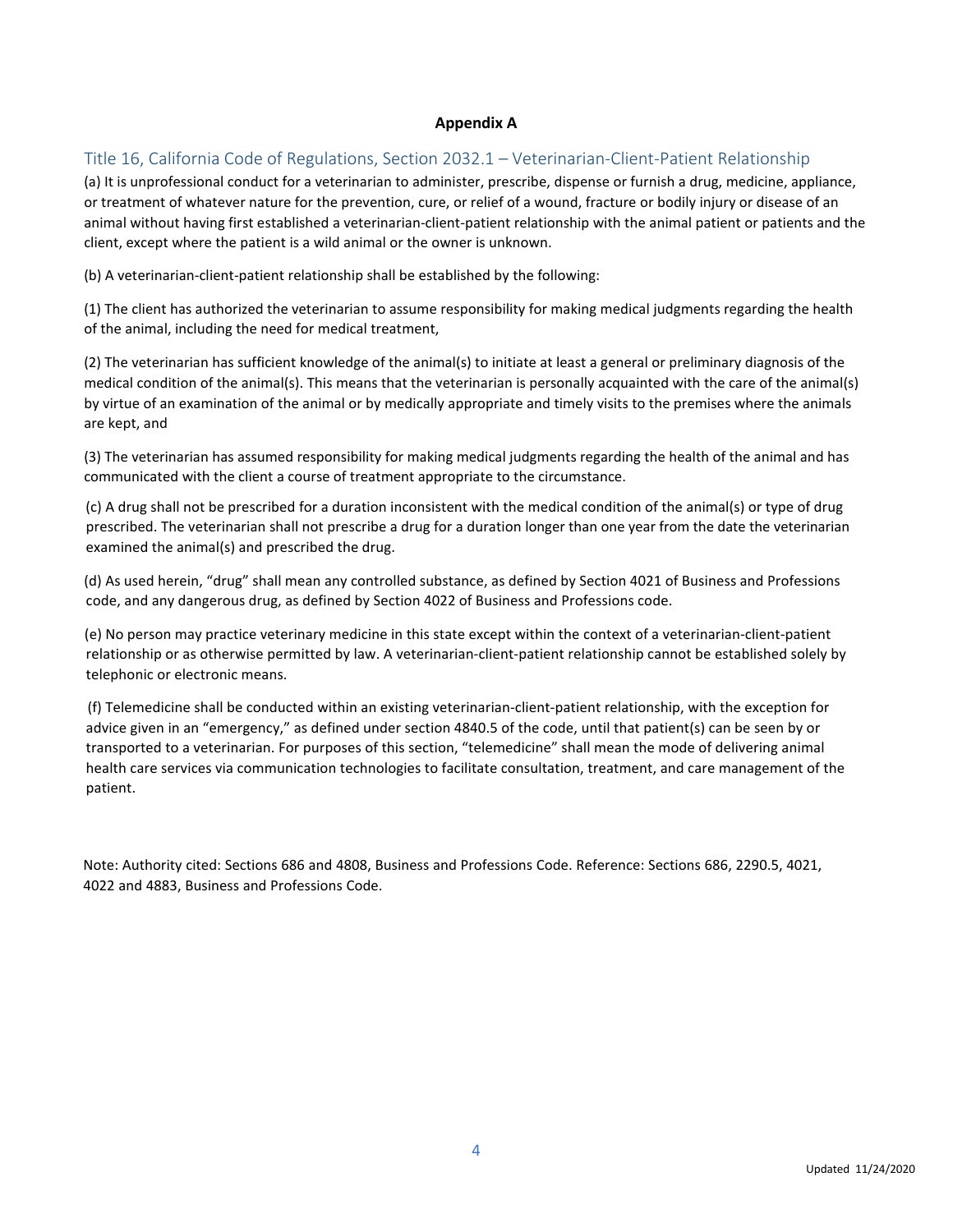**Appendix A**

## Title 16, California Code of Regulations, Section 2032.1 – Veterinarian-Client-Patient Relationship

(a) It is unprofessional conduct for a veterinarian to administer, prescribe, dispense or furnish a drug, medicine, appliance, or treatment of whatever nature for the prevention, cure, or relief of a wound, fracture or bodily injury or disease of an animal without having first established a veterinarian-client-patient relationship with the animal patient or patients and the client, except where the patient is a wild animal or the owner is unknown.

(b) A veterinarian-client-patient relationship shall be established by the following:

(1) The client has authorized the veterinarian to assume responsibility for making medical judgments regarding the health of the animal, including the need for medical treatment,

(2) The veterinarian has sufficient knowledge of the animal(s) to initiate at least a general or preliminary diagnosis of the medical condition of the animal(s). This means that the veterinarian is personally acquainted with the care of the animal(s) by virtue of an examination of the animal or by medically appropriate and timely visits to the premises where the animals are kept, and

(3) The veterinarian has assumed responsibility for making medical judgments regarding the health of the animal and has communicated with the client a course of treatment appropriate to the circumstance.

(c) A drug shall not be prescribed for a duration inconsistent with the medical condition of the animal(s) or type of drug prescribed. The veterinarian shall not prescribe a drug for a duration longer than one year from the date the veterinarian examined the animal(s) and prescribed the drug.

(d) As used herein, "drug" shall mean any controlled substance, as defined by Section 4021 of Business and Professions code, and any dangerous drug, as defined by Section 4022 of Business and Professions code.

(e) No person may practice veterinary medicine in this state except within the context of a veterinarian-client-patient relationship or as otherwise permitted by law. A veterinarian-client-patient relationship cannot be established solely by telephonic or electronic means.

(f) Telemedicine shall be conducted within an existing veterinarian-client-patient relationship, with the exception for advice given in an "emergency," as defined under section 4840.5 of the code, until that patient(s) can be seen by or transported to a veterinarian. For purposes of this section, "telemedicine" shall mean the mode of delivering animal health care services via communication technologies to facilitate consultation, treatment, and care management of the patient.

Note: Authority cited: Sections 686 and 4808, Business and Professions Code. Reference: Sections 686, 2290.5, 4021, 4022 and 4883, Business and Professions Code.

Updated 11/24/2020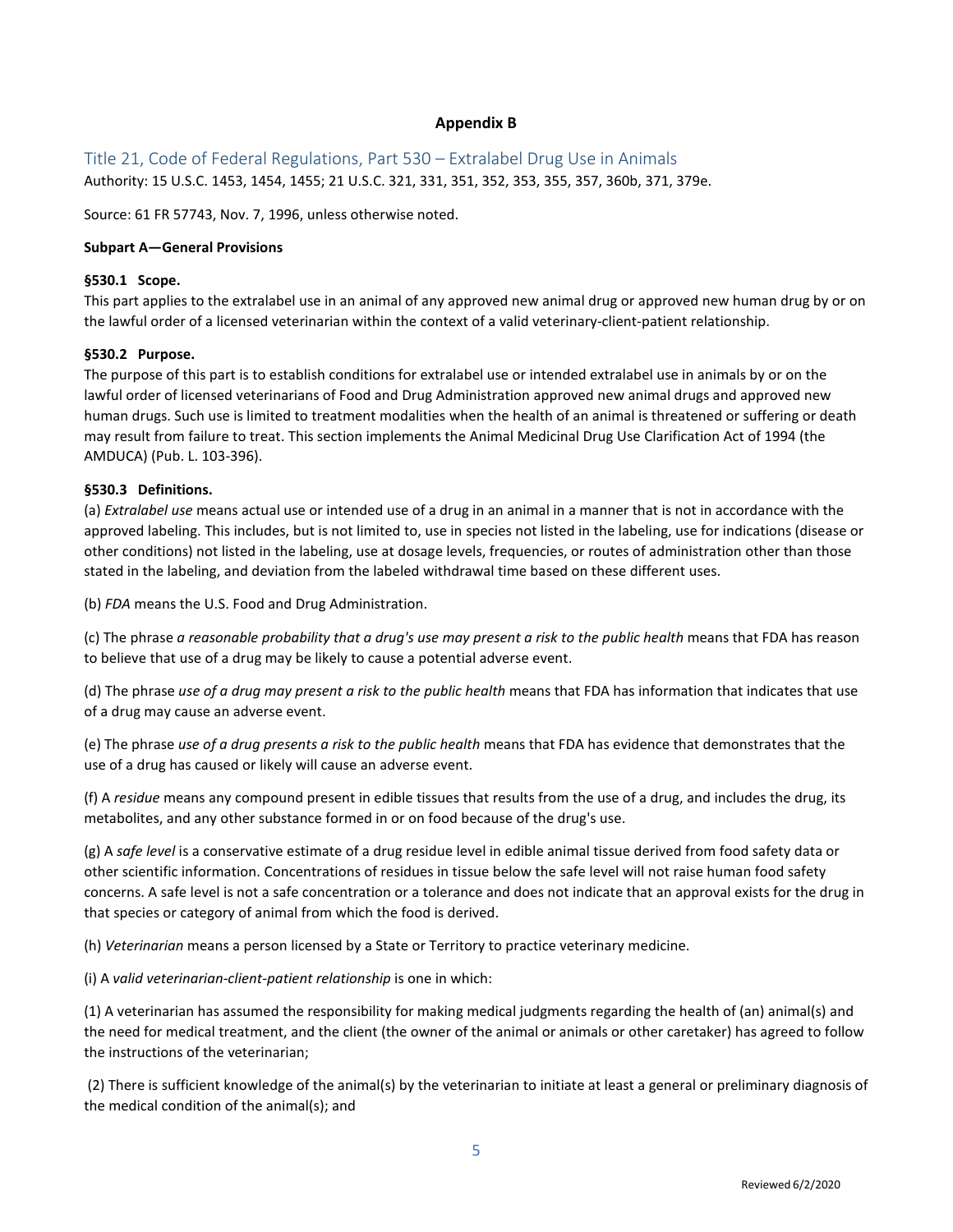## Appendix B

## Title 21, Code of Federal Regulations, Part 530 – Extralabel Drug Use in Animals

Authority: 15 U.S.C. 1453, 1454, 1455; 21 U.S.C. 321, 331, 351, 352, 353, 355, 357, 360b, 371, 379e.

Source: 61 FR 57743, Nov. 7, 1996, unless otherwise noted.

### Subpart A—General Provisions

**§530.1 Scope.**

This part applies to the extralabel use in an animal of any approved new animal drug or approved new human drug by or on the lawful order of a licensed veterinarian within the context of a valid veterinary-client-patient relationship.

**§530.2 Purpose.**

The purpose of this part is to establish conditions for extralabel use or intended extralabel use in animals by or on the lawful order of licensed veterinarians of Food and Drug Administration approved new animal drugs and approved new human drugs. Such use is limited to treatment modalities when the health of an animal is threatened or suffering or death may result from failure to treat. This section implements the Animal Medicinal Drug Use Clarification Act of 1994 (the AMDUCA) (Pub. L. 103-396).

**§530.3 Definitions.**

(a) *Extralabel use* means actual use or intended use of a drug in an animal in a manner that is not in accordance with the approved labeling. This includes, but is not limited to, use in species not listed in the labeling, use for indications (disease or other conditions) not listed in the labeling, use at dosage levels, frequencies, or routes of administration other than those stated in the labeling, and deviation from the labeled withdrawal time based on these different uses.

(b) *FDA* means the U.S. Food and Drug Administration.

(c) The phrase *a reasonable probability that a drug's use may present a risk to the public health* means that FDA has reason to believe that use of a drug may be likely to cause a potential adverse event.

(d) The phrase *use of a drug may present a risk to the public health* means that FDA has information that indicates that use of a drug may cause an adverse event.

(e) The phrase *use of a drug presents a risk to the public health* means that FDA has evidence that demonstrates that the use of a drug has caused or likely will cause an adverse event.

(f) A *residue* means any compound present in edible tissues that results from the use of a drug, and includes the drug, its metabolites, and any other substance formed in or on food because of the drug's use.

(g) A *safe level* is a conservative estimate of a drug residue level in edible animal tissue derived from food safety data or other scientific information. Concentrations of residues in tissue below the safe level will not raise human food safety concerns. A safe level is not a safe concentration or a tolerance and does not indicate that an approval exists for the drug in that species or category of animal from which the food is derived.

(h) *Veterinarian* means a person licensed by a State or Territory to practice veterinary medicine.

(i) A *valid veterinarian-client-patient relationship* is one in which:

(1) A veterinarian has assumed the responsibility for making medical judgments regarding the health of (an) animal(s) and the need for medical treatment, and the client (the owner of the animal or animals or other caretaker) has agreed to follow the instructions of the veterinarian;

(2) There is sufficient knowledge of the animal(s) by the veterinarian to initiate at least a general or preliminary diagnosis of the medical condition of the animal(s); and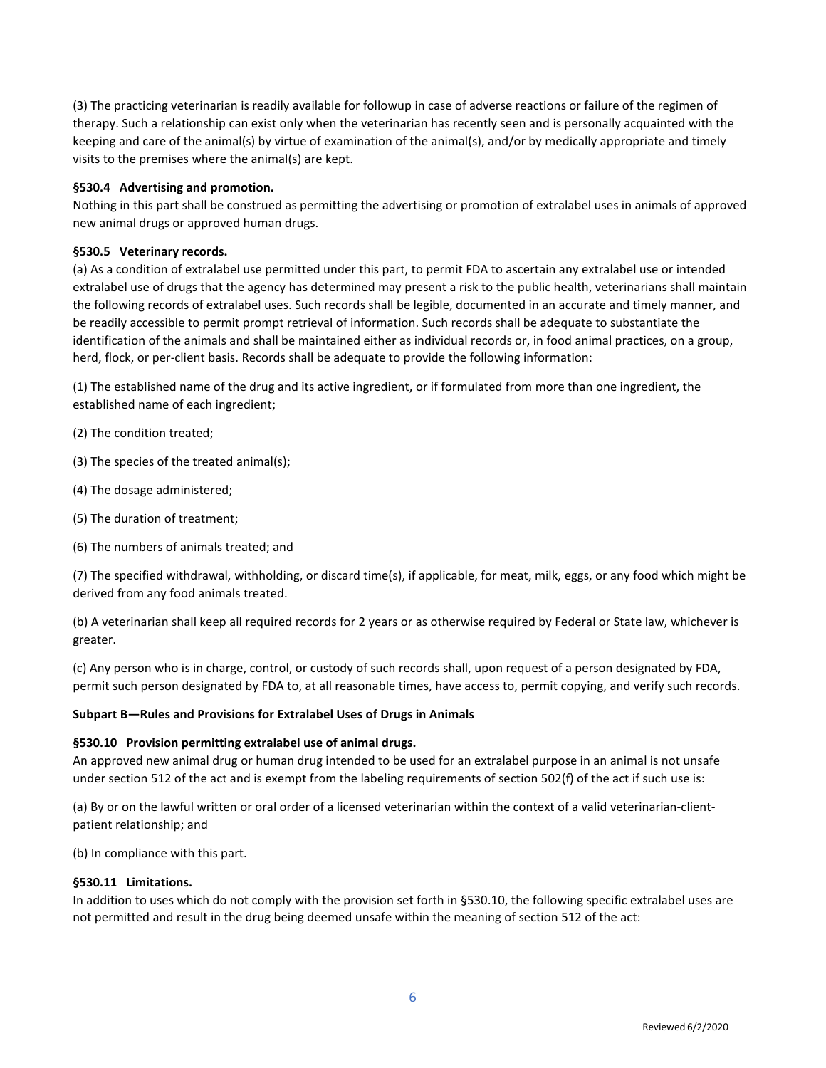(3) The practicing veterinarian is readily available for followup in case of adverse reactions or failure of the regimen of therapy. Such a relationship can exist only when the veterinarian has recently seen and is personally acquainted with the keeping and care of the animal(s) by virtue of examination of the animal(s), and/or by medically appropriate and timely visits to the premises where the animal(s) are kept.

**§530.4 Advertising and promotion.**
Nothing in this part shall be construed as permitting the advertising or promotion of extralabel uses in animals of approved new animal drugs or approved human drugs.

**§530.5 Veterinary records.**
(a) As a condition of extralabel use permitted under this part, to permit FDA to ascertain any extralabel use or intended extralabel use of drugs that the agency has determined may present a risk to the public health, veterinarians shall maintain the following records of extralabel uses. Such records shall be legible, documented in an accurate and timely manner, and be readily accessible to permit prompt retrieval of information. Such records shall be adequate to substantiate the identification of the animals and shall be maintained either as individual records or, in food animal practices, on a group, herd, flock, or per-client basis. Records shall be adequate to provide the following information:

(1) The established name of the drug and its active ingredient, or if formulated from more than one ingredient, the established name of each ingredient;

(2) The condition treated;

(3) The species of the treated animal(s);

(4) The dosage administered;

(5) The duration of treatment;

(6) The numbers of animals treated; and

(7) The specified withdrawal, withholding, or discard time(s), if applicable, for meat, milk, eggs, or any food which might be derived from any food animals treated.

(b) A veterinarian shall keep all required records for 2 years or as otherwise required by Federal or State law, whichever is greater.

(c) Any person who is in charge, control, or custody of such records shall, upon request of a person designated by FDA, permit such person designated by FDA to, at all reasonable times, have access to, permit copying, and verify such records.

**Subpart B—Rules and Provisions for Extralabel Uses of Drugs in Animals**

**§530.10 Provision permitting extralabel use of animal drugs.**
An approved new animal drug or human drug intended to be used for an extralabel purpose in an animal is not unsafe under section 512 of the act and is exempt from the labeling requirements of section 502(f) of the act if such use is:

(a) By or on the lawful written or oral order of a licensed veterinarian within the context of a valid veterinarian-client-patient relationship; and

(b) In compliance with this part.

**§530.11 Limitations.**
In addition to uses which do not comply with the provision set forth in §530.10, the following specific extralabel uses are not permitted and result in the drug being deemed unsafe within the meaning of section 512 of the act: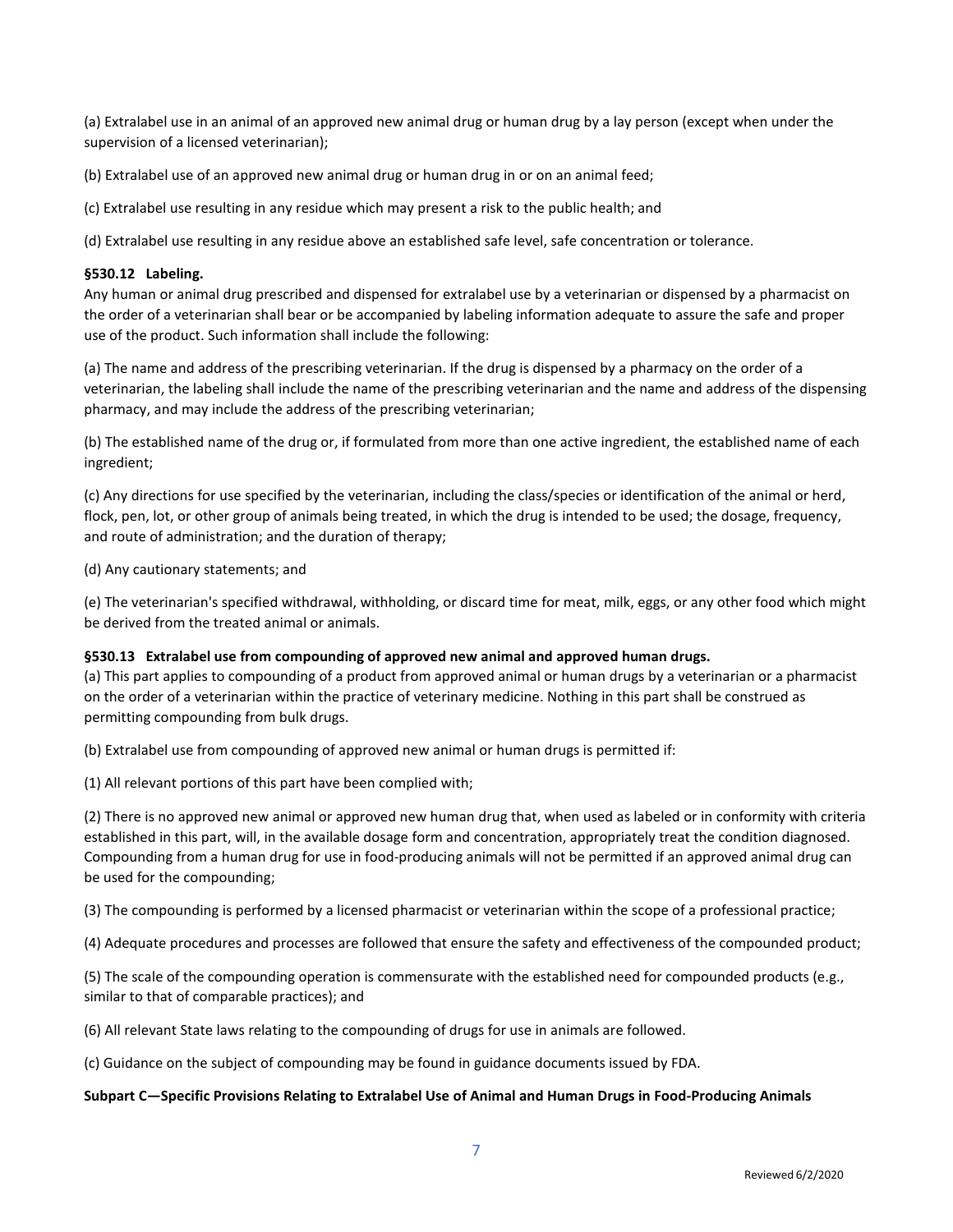(a) Extralabel use in an animal of an approved new animal drug or human drug by a lay person (except when under the supervision of a licensed veterinarian);

(b) Extralabel use of an approved new animal drug or human drug in or on an animal feed;

(c) Extralabel use resulting in any residue which may present a risk to the public health; and

(d) Extralabel use resulting in any residue above an established safe level, safe concentration or tolerance.

**§530.12 Labeling.**

Any human or animal drug prescribed and dispensed for extralabel use by a veterinarian or dispensed by a pharmacist on the order of a veterinarian shall bear or be accompanied by labeling information adequate to assure the safe and proper use of the product. Such information shall include the following:

(a) The name and address of the prescribing veterinarian. If the drug is dispensed by a pharmacy on the order of a veterinarian, the labeling shall include the name of the prescribing veterinarian and the name and address of the dispensing pharmacy, and may include the address of the prescribing veterinarian;

(b) The established name of the drug or, if formulated from more than one active ingredient, the established name of each ingredient;

(c) Any directions for use specified by the veterinarian, including the class/species or identification of the animal or herd, flock, pen, lot, or other group of animals being treated, in which the drug is intended to be used; the dosage, frequency, and route of administration; and the duration of therapy;

(d) Any cautionary statements; and

(e) The veterinarian's specified withdrawal, withholding, or discard time for meat, milk, eggs, or any other food which might be derived from the treated animal or animals.

**§530.13 Extralabel use from compounding of approved new animal and approved human drugs.**

(a) This part applies to compounding of a product from approved animal or human drugs by a veterinarian or a pharmacist on the order of a veterinarian within the practice of veterinary medicine. Nothing in this part shall be construed as permitting compounding from bulk drugs.

(b) Extralabel use from compounding of approved new animal or human drugs is permitted if:

(1) All relevant portions of this part have been complied with;

(2) There is no approved new animal or approved new human drug that, when used as labeled or in conformity with criteria established in this part, will, in the available dosage form and concentration, appropriately treat the condition diagnosed. Compounding from a human drug for use in food-producing animals will not be permitted if an approved animal drug can be used for the compounding;

(3) The compounding is performed by a licensed pharmacist or veterinarian within the scope of a professional practice;

(4) Adequate procedures and processes are followed that ensure the safety and effectiveness of the compounded product;

(5) The scale of the compounding operation is commensurate with the established need for compounded products (e.g., similar to that of comparable practices); and

(6) All relevant State laws relating to the compounding of drugs for use in animals are followed.

(c) Guidance on the subject of compounding may be found in guidance documents issued by FDA.

**Subpart C—Specific Provisions Relating to Extralabel Use of Animal and Human Drugs in Food-Producing Animals**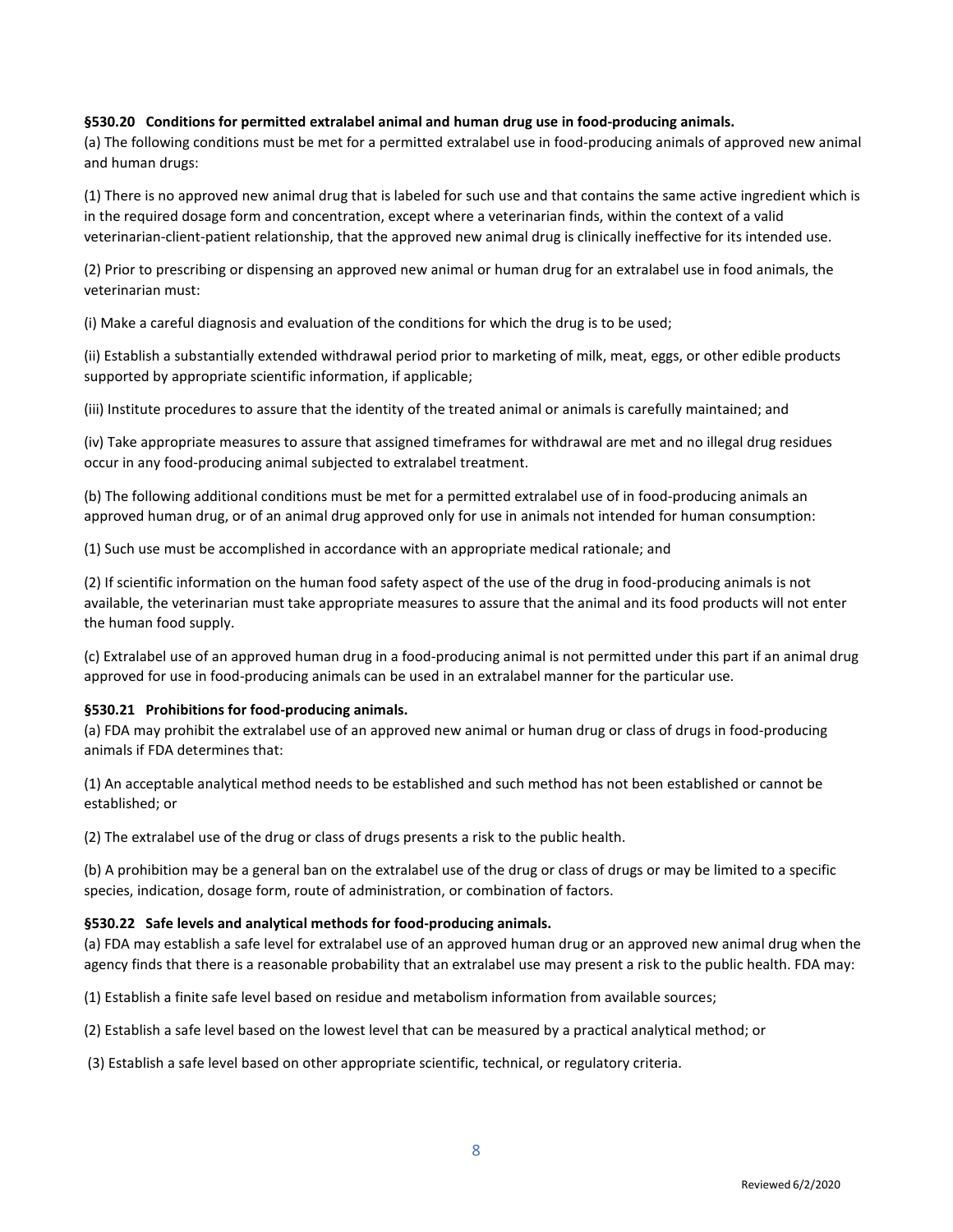**§530.20 Conditions for permitted extralabel animal and human drug use in food-producing animals.**

(a) The following conditions must be met for a permitted extralabel use in food-producing animals of approved new animal and human drugs:

(1) There is no approved new animal drug that is labeled for such use and that contains the same active ingredient which is in the required dosage form and concentration, except where a veterinarian finds, within the context of a valid veterinarian-client-patient relationship, that the approved new animal drug is clinically ineffective for its intended use.

(2) Prior to prescribing or dispensing an approved new animal or human drug for an extralabel use in food animals, the veterinarian must:

(i) Make a careful diagnosis and evaluation of the conditions for which the drug is to be used;

(ii) Establish a substantially extended withdrawal period prior to marketing of milk, meat, eggs, or other edible products supported by appropriate scientific information, if applicable;

(iii) Institute procedures to assure that the identity of the treated animal or animals is carefully maintained; and

(iv) Take appropriate measures to assure that assigned timeframes for withdrawal are met and no illegal drug residues occur in any food-producing animal subjected to extralabel treatment.

(b) The following additional conditions must be met for a permitted extralabel use of in food-producing animals an approved human drug, or of an animal drug approved only for use in animals not intended for human consumption:

(1) Such use must be accomplished in accordance with an appropriate medical rationale; and

(2) If scientific information on the human food safety aspect of the use of the drug in food-producing animals is not available, the veterinarian must take appropriate measures to assure that the animal and its food products will not enter the human food supply.

(c) Extralabel use of an approved human drug in a food-producing animal is not permitted under this part if an animal drug approved for use in food-producing animals can be used in an extralabel manner for the particular use.

**§530.21 Prohibitions for food-producing animals.**

(a) FDA may prohibit the extralabel use of an approved new animal or human drug or class of drugs in food-producing animals if FDA determines that:

(1) An acceptable analytical method needs to be established and such method has not been established or cannot be established; or

(2) The extralabel use of the drug or class of drugs presents a risk to the public health.

(b) A prohibition may be a general ban on the extralabel use of the drug or class of drugs or may be limited to a specific species, indication, dosage form, route of administration, or combination of factors.

**§530.22 Safe levels and analytical methods for food-producing animals.**

(a) FDA may establish a safe level for extralabel use of an approved human drug or an approved new animal drug when the agency finds that there is a reasonable probability that an extralabel use may present a risk to the public health. FDA may:

(1) Establish a finite safe level based on residue and metabolism information from available sources;

(2) Establish a safe level based on the lowest level that can be measured by a practical analytical method; or

(3) Establish a safe level based on other appropriate scientific, technical, or regulatory criteria.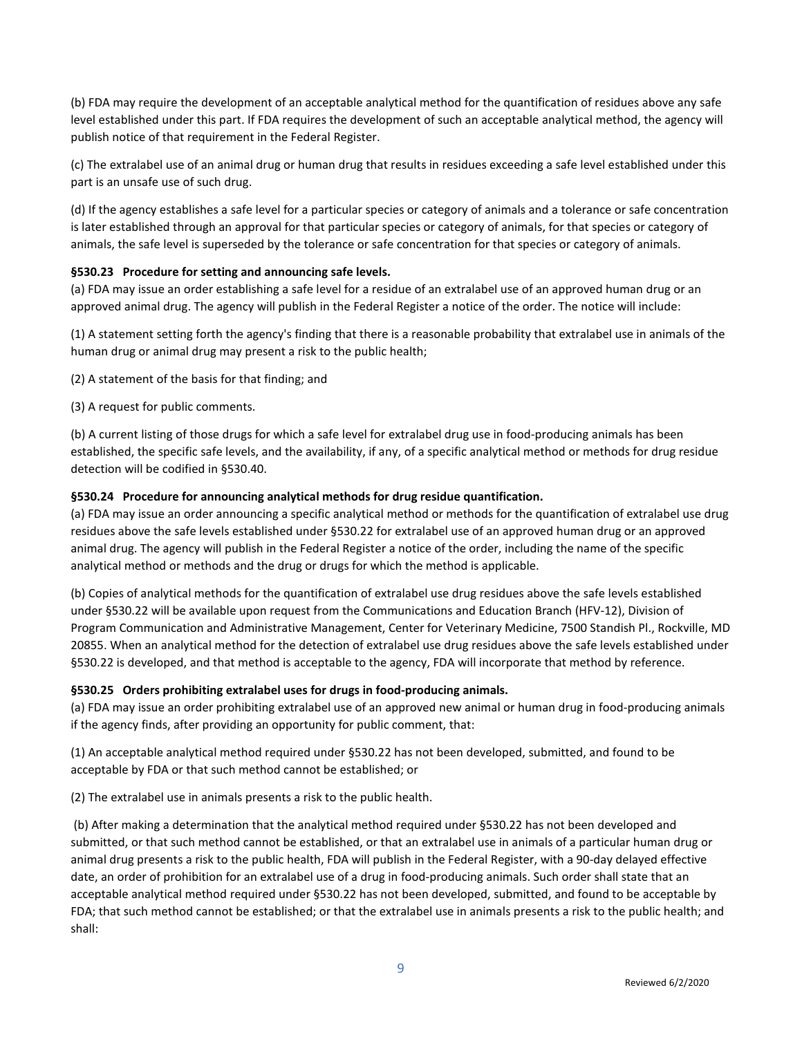(b) FDA may require the development of an acceptable analytical method for the quantification of residues above any safe level established under this part. If FDA requires the development of such an acceptable analytical method, the agency will publish notice of that requirement in the Federal Register.

(c) The extralabel use of an animal drug or human drug that results in residues exceeding a safe level established under this part is an unsafe use of such drug.

(d) If the agency establishes a safe level for a particular species or category of animals and a tolerance or safe concentration is later established through an approval for that particular species or category of animals, for that species or category of animals, the safe level is superseded by the tolerance or safe concentration for that species or category of animals.

**§530.23 Procedure for setting and announcing safe levels.**

(a) FDA may issue an order establishing a safe level for a residue of an extralabel use of an approved human drug or an approved animal drug. The agency will publish in the Federal Register a notice of the order. The notice will include:

(1) A statement setting forth the agency's finding that there is a reasonable probability that extralabel use in animals of the human drug or animal drug may present a risk to the public health;

(2) A statement of the basis for that finding; and

(3) A request for public comments.

(b) A current listing of those drugs for which a safe level for extralabel drug use in food-producing animals has been established, the specific safe levels, and the availability, if any, of a specific analytical method or methods for drug residue detection will be codified in §530.40.

**§530.24 Procedure for announcing analytical methods for drug residue quantification.**

(a) FDA may issue an order announcing a specific analytical method or methods for the quantification of extralabel use drug residues above the safe levels established under §530.22 for extralabel use of an approved human drug or an approved animal drug. The agency will publish in the Federal Register a notice of the order, including the name of the specific analytical method or methods and the drug or drugs for which the method is applicable.

(b) Copies of analytical methods for the quantification of extralabel use drug residues above the safe levels established under §530.22 will be available upon request from the Communications and Education Branch (HFV-12), Division of Program Communication and Administrative Management, Center for Veterinary Medicine, 7500 Standish Pl., Rockville, MD 20855. When an analytical method for the detection of extralabel use drug residues above the safe levels established under §530.22 is developed, and that method is acceptable to the agency, FDA will incorporate that method by reference.

**§530.25 Orders prohibiting extralabel uses for drugs in food-producing animals.**

(a) FDA may issue an order prohibiting extralabel use of an approved new animal or human drug in food-producing animals if the agency finds, after providing an opportunity for public comment, that:

(1) An acceptable analytical method required under §530.22 has not been developed, submitted, and found to be acceptable by FDA or that such method cannot be established; or

(2) The extralabel use in animals presents a risk to the public health.

(b) After making a determination that the analytical method required under §530.22 has not been developed and submitted, or that such method cannot be established, or that an extralabel use in animals of a particular human drug or animal drug presents a risk to the public health, FDA will publish in the Federal Register, with a 90-day delayed effective date, an order of prohibition for an extralabel use of a drug in food-producing animals. Such order shall state that an acceptable analytical method required under §530.22 has not been developed, submitted, and found to be acceptable by FDA; that such method cannot be established; or that the extralabel use in animals presents a risk to the public health; and shall: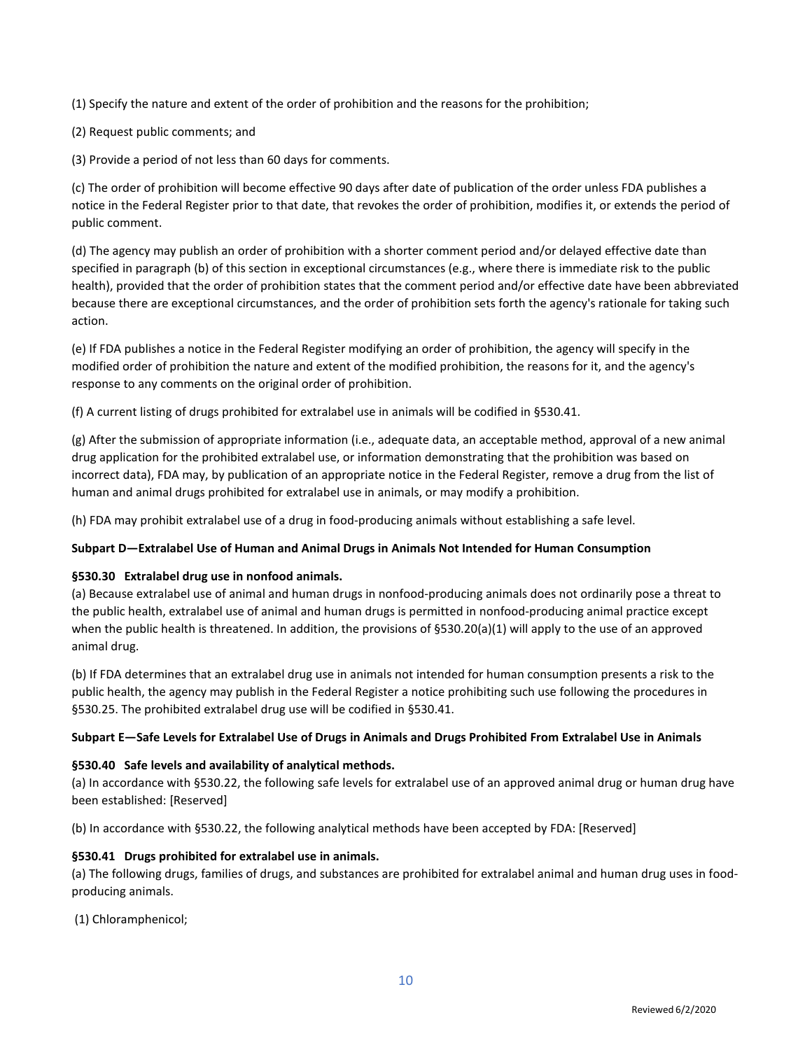(1) Specify the nature and extent of the order of prohibition and the reasons for the prohibition;

(2) Request public comments; and

(3) Provide a period of not less than 60 days for comments.

(c) The order of prohibition will become effective 90 days after date of publication of the order unless FDA publishes a notice in the Federal Register prior to that date, that revokes the order of prohibition, modifies it, or extends the period of public comment.

(d) The agency may publish an order of prohibition with a shorter comment period and/or delayed effective date than specified in paragraph (b) of this section in exceptional circumstances (e.g., where there is immediate risk to the public health), provided that the order of prohibition states that the comment period and/or effective date have been abbreviated because there are exceptional circumstances, and the order of prohibition sets forth the agency's rationale for taking such action.

(e) If FDA publishes a notice in the Federal Register modifying an order of prohibition, the agency will specify in the modified order of prohibition the nature and extent of the modified prohibition, the reasons for it, and the agency's response to any comments on the original order of prohibition.

(f) A current listing of drugs prohibited for extralabel use in animals will be codified in §530.41.

(g) After the submission of appropriate information (i.e., adequate data, an acceptable method, approval of a new animal drug application for the prohibited extralabel use, or information demonstrating that the prohibition was based on incorrect data), FDA may, by publication of an appropriate notice in the Federal Register, remove a drug from the list of human and animal drugs prohibited for extralabel use in animals, or may modify a prohibition.

(h) FDA may prohibit extralabel use of a drug in food-producing animals without establishing a safe level.

**Subpart D—Extralabel Use of Human and Animal Drugs in Animals Not Intended for Human Consumption**

**§530.30 Extralabel drug use in nonfood animals.**

(a) Because extralabel use of animal and human drugs in nonfood-producing animals does not ordinarily pose a threat to the public health, extralabel use of animal and human drugs is permitted in nonfood-producing animal practice except when the public health is threatened. In addition, the provisions of §530.20(a)(1) will apply to the use of an approved animal drug.

(b) If FDA determines that an extralabel drug use in animals not intended for human consumption presents a risk to the public health, the agency may publish in the Federal Register a notice prohibiting such use following the procedures in §530.25. The prohibited extralabel drug use will be codified in §530.41.

**Subpart E—Safe Levels for Extralabel Use of Drugs in Animals and Drugs Prohibited From Extralabel Use in Animals**

**§530.40 Safe levels and availability of analytical methods.**

(a) In accordance with §530.22, the following safe levels for extralabel use of an approved animal drug or human drug have been established: [Reserved]

(b) In accordance with §530.22, the following analytical methods have been accepted by FDA: [Reserved]

**§530.41 Drugs prohibited for extralabel use in animals.**

(a) The following drugs, families of drugs, and substances are prohibited for extralabel animal and human drug uses in food-producing animals.

(1) Chloramphenicol;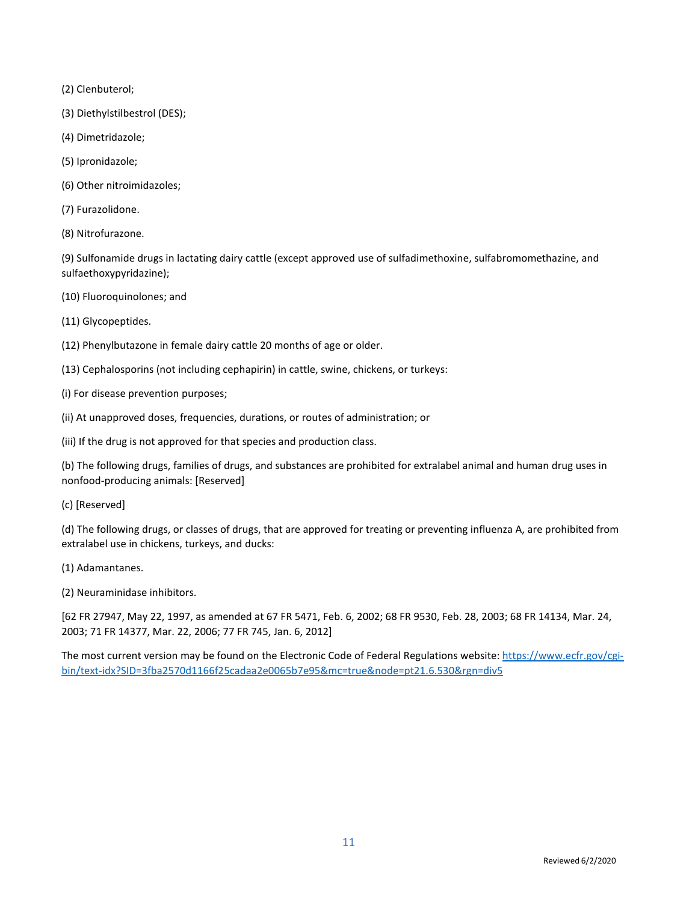(2) Clenbuterol;

(3) Diethylstilbestrol (DES);

(4) Dimetridazole;

(5) Ipronidazole;

(6) Other nitroimidazoles;

(7) Furazolidone.

(8) Nitrofurazone.

(9) Sulfonamide drugs in lactating dairy cattle (except approved use of sulfadimethoxine, sulfabromomethazine, and sulfaethoxypyridazine);

(10) Fluoroquinolones; and

(11) Glycopeptides.

(12) Phenylbutazone in female dairy cattle 20 months of age or older.

(13) Cephalosporins (not including cephapirin) in cattle, swine, chickens, or turkeys:

(i) For disease prevention purposes;

(ii) At unapproved doses, frequencies, durations, or routes of administration; or

(iii) If the drug is not approved for that species and production class.

(b) The following drugs, families of drugs, and substances are prohibited for extralabel animal and human drug uses in nonfood-producing animals: [Reserved]

(c) [Reserved]

(d) The following drugs, or classes of drugs, that are approved for treating or preventing influenza A, are prohibited from extralabel use in chickens, turkeys, and ducks:

(1) Adamantanes.

(2) Neuraminidase inhibitors.

[62 FR 27947, May 22, 1997, as amended at 67 FR 5471, Feb. 6, 2002; 68 FR 9530, Feb. 28, 2003; 68 FR 14134, Mar. 24, 2003; 71 FR 14377, Mar. 22, 2006; 77 FR 745, Jan. 6, 2012]

The most current version may be found on the Electronic Code of Federal Regulations website: [https://www.ecfr.gov/cgi-bin/text-idx?SID=3fba2570d1166f25cadaa2e0065b7e95&mc=true&node=pt21.6.530&rgn=div5](https://www.ecfr.gov/cgi-bin/text-idx?SID=3fba2570d1166f25cadaa2e0065b7e95&mc=true&node=pt21.6.530&rgn=div5)

Reviewed 6/2/2020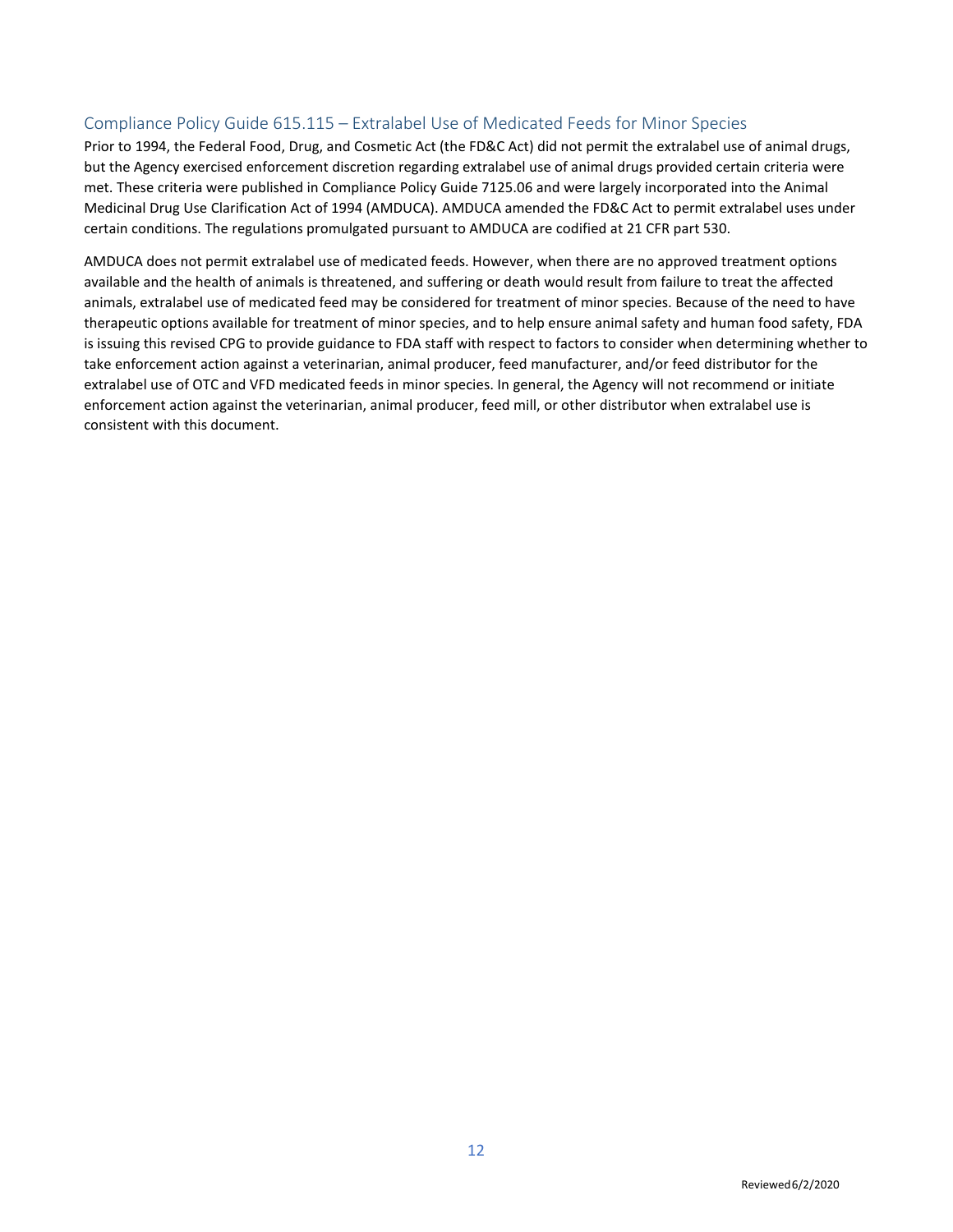## Compliance Policy Guide 615.115 – Extralabel Use of Medicated Feeds for Minor Species

Prior to 1994, the Federal Food, Drug, and Cosmetic Act (the FD&C Act) did not permit the extralabel use of animal drugs, but the Agency exercised enforcement discretion regarding extralabel use of animal drugs provided certain criteria were met. These criteria were published in Compliance Policy Guide 7125.06 and were largely incorporated into the Animal Medicinal Drug Use Clarification Act of 1994 (AMDUCA). AMDUCA amended the FD&C Act to permit extralabel uses under certain conditions. The regulations promulgated pursuant to AMDUCA are codified at 21 CFR part 530.

AMDUCA does not permit extralabel use of medicated feeds. However, when there are no approved treatment options available and the health of animals is threatened, and suffering or death would result from failure to treat the affected animals, extralabel use of medicated feed may be considered for treatment of minor species. Because of the need to have therapeutic options available for treatment of minor species, and to help ensure animal safety and human food safety, FDA is issuing this revised CPG to provide guidance to FDA staff with respect to factors to consider when determining whether to take enforcement action against a veterinarian, animal producer, feed manufacturer, and/or feed distributor for the extralabel use of OTC and VFD medicated feeds in minor species. In general, the Agency will not recommend or initiate enforcement action against the veterinarian, animal producer, feed mill, or other distributor when extralabel use is consistent with this document.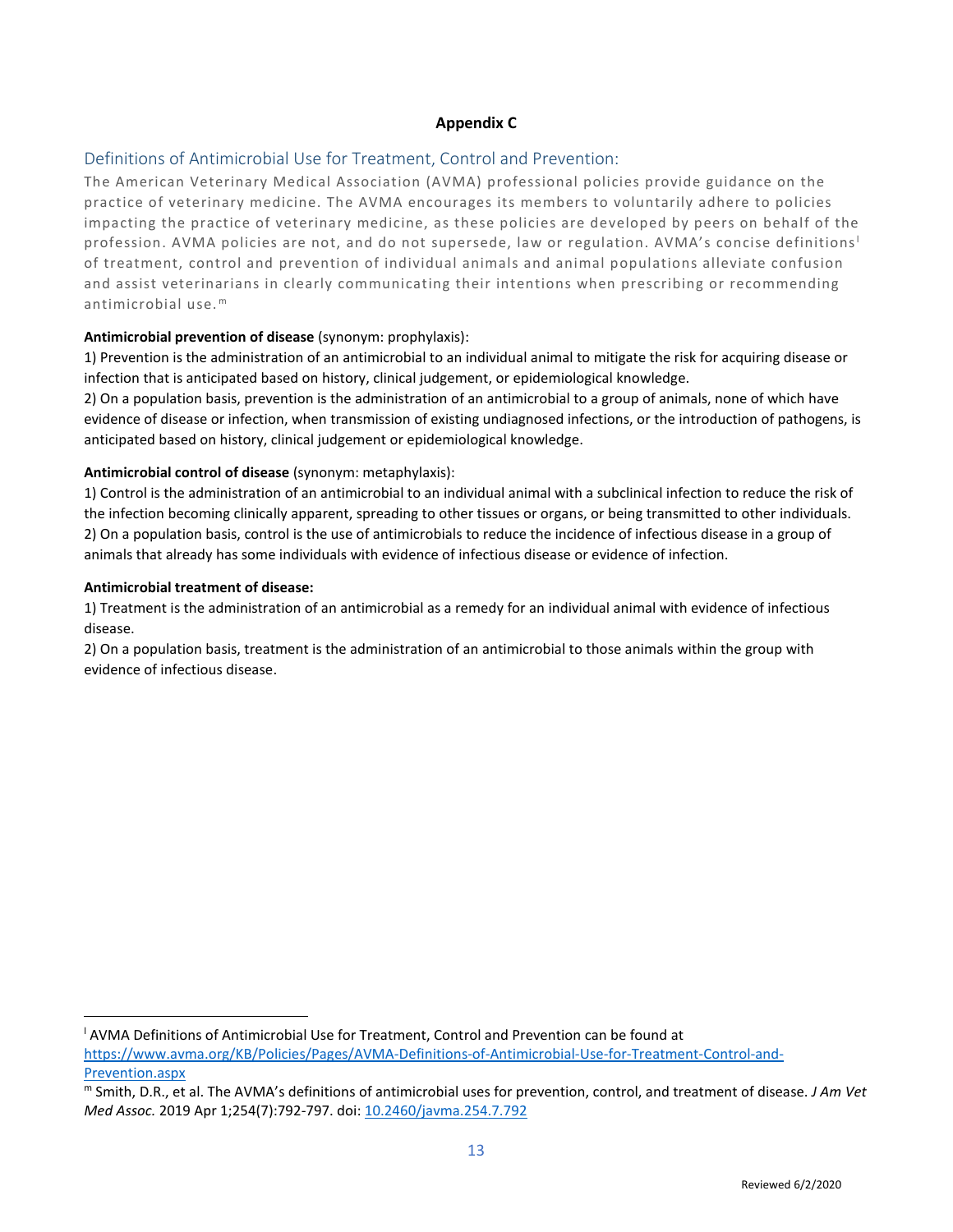**Appendix C**

## Definitions of Antimicrobial Use for Treatment, Control and Prevention:

The American Veterinary Medical Association (AVMA) professional policies provide guidance on the practice of veterinary medicine. The AVMA encourages its members to voluntarily adhere to policies impacting the practice of veterinary medicine, as these policies are developed by peers on behalf of the profession. AVMA policies are not, and do not supersede, law or regulation. AVMA's concise definitions[l] of treatment, control and prevention of individual animals and animal populations alleviate confusion and assist veterinarians in clearly communicating their intentions when prescribing or recommending antimicrobial use.[m]

**Antimicrobial prevention of disease** (synonym: prophylaxis):

1) Prevention is the administration of an antimicrobial to an individual animal to mitigate the risk for acquiring disease or infection that is anticipated based on history, clinical judgement, or epidemiological knowledge.

2) On a population basis, prevention is the administration of an antimicrobial to a group of animals, none of which have evidence of disease or infection, when transmission of existing undiagnosed infections, or the introduction of pathogens, is anticipated based on history, clinical judgement or epidemiological knowledge.

**Antimicrobial control of disease** (synonym: metaphylaxis):

1) Control is the administration of an antimicrobial to an individual animal with a subclinical infection to reduce the risk of the infection becoming clinically apparent, spreading to other tissues or organs, or being transmitted to other individuals.

2) On a population basis, control is the use of antimicrobials to reduce the incidence of infectious disease in a group of animals that already has some individuals with evidence of infectious disease or evidence of infection.

**Antimicrobial treatment of disease:**

1) Treatment is the administration of an antimicrobial as a remedy for an individual animal with evidence of infectious disease.

2) On a population basis, treatment is the administration of an antimicrobial to those animals within the group with evidence of infectious disease.

---

[l] AVMA Definitions of Antimicrobial Use for Treatment, Control and Prevention can be found at https://www.avma.org/KB/Policies/Pages/AVMA-Definitions-of-Antimicrobial-Use-for-Treatment-Control-and-Prevention.aspx

[m] Smith, D.R., et al. The AVMA's definitions of antimicrobial uses for prevention, control, and treatment of disease. *J Am Vet Med Assoc.* 2019 Apr 1;254(7):792-797. doi: 10.2460/javma.254.7.792

Reviewed 6/2/2020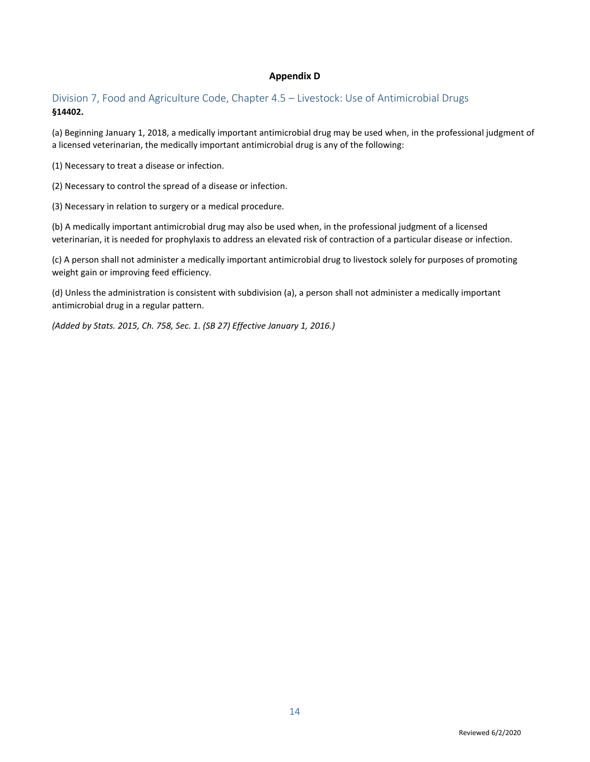# Appendix D

## Division 7, Food and Agriculture Code, Chapter 4.5 – Livestock: Use of Antimicrobial Drugs

**§14402.**

(a) Beginning January 1, 2018, a medically important antimicrobial drug may be used when, in the professional judgment of a licensed veterinarian, the medically important antimicrobial drug is any of the following:

(1) Necessary to treat a disease or infection.

(2) Necessary to control the spread of a disease or infection.

(3) Necessary in relation to surgery or a medical procedure.

(b) A medically important antimicrobial drug may also be used when, in the professional judgment of a licensed veterinarian, it is needed for prophylaxis to address an elevated risk of contraction of a particular disease or infection.

(c) A person shall not administer a medically important antimicrobial drug to livestock solely for purposes of promoting weight gain or improving feed efficiency.

(d) Unless the administration is consistent with subdivision (a), a person shall not administer a medically important antimicrobial drug in a regular pattern.

*(Added by Stats. 2015, Ch. 758, Sec. 1. (SB 27) Effective January 1, 2016.)*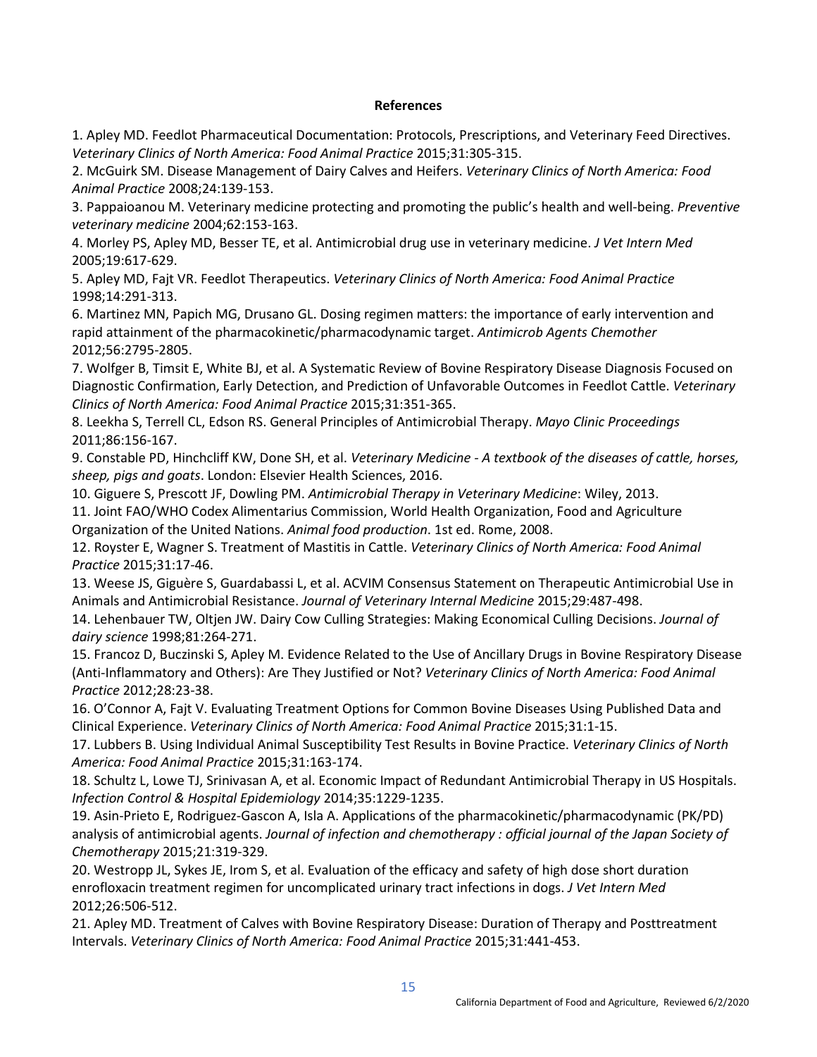**References**

1. Apley MD. Feedlot Pharmaceutical Documentation: Protocols, Prescriptions, and Veterinary Feed Directives. *Veterinary Clinics of North America: Food Animal Practice* 2015;31:305-315.
2. McGuirk SM. Disease Management of Dairy Calves and Heifers. *Veterinary Clinics of North America: Food Animal Practice* 2008;24:139-153.
3. Pappaioanou M. Veterinary medicine protecting and promoting the public's health and well-being. *Preventive veterinary medicine* 2004;62:153-163.
4. Morley PS, Apley MD, Besser TE, et al. Antimicrobial drug use in veterinary medicine. *J Vet Intern Med* 2005;19:617-629.
5. Apley MD, Fajt VR. Feedlot Therapeutics. *Veterinary Clinics of North America: Food Animal Practice* 1998;14:291-313.
6. Martinez MN, Papich MG, Drusano GL. Dosing regimen matters: the importance of early intervention and rapid attainment of the pharmacokinetic/pharmacodynamic target. *Antimicrob Agents Chemother* 2012;56:2795-2805.
7. Wolfger B, Timsit E, White BJ, et al. A Systematic Review of Bovine Respiratory Disease Diagnosis Focused on Diagnostic Confirmation, Early Detection, and Prediction of Unfavorable Outcomes in Feedlot Cattle. *Veterinary Clinics of North America: Food Animal Practice* 2015;31:351-365.
8. Leekha S, Terrell CL, Edson RS. General Principles of Antimicrobial Therapy. *Mayo Clinic Proceedings* 2011;86:156-167.
9. Constable PD, Hinchcliff KW, Done SH, et al. *Veterinary Medicine - A textbook of the diseases of cattle, horses, sheep, pigs and goats*. London: Elsevier Health Sciences, 2016.
10. Giguere S, Prescott JF, Dowling PM. *Antimicrobial Therapy in Veterinary Medicine*: Wiley, 2013.
11. Joint FAO/WHO Codex Alimentarius Commission, World Health Organization, Food and Agriculture Organization of the United Nations. *Animal food production*. 1st ed. Rome, 2008.
12. Royster E, Wagner S. Treatment of Mastitis in Cattle. *Veterinary Clinics of North America: Food Animal Practice* 2015;31:17-46.
13. Weese JS, Giguère S, Guardabassi L, et al. ACVIM Consensus Statement on Therapeutic Antimicrobial Use in Animals and Antimicrobial Resistance. *Journal of Veterinary Internal Medicine* 2015;29:487-498.
14. Lehenbauer TW, Oltjen JW. Dairy Cow Culling Strategies: Making Economical Culling Decisions. *Journal of dairy science* 1998;81:264-271.
15. Francoz D, Buczinski S, Apley M. Evidence Related to the Use of Ancillary Drugs in Bovine Respiratory Disease (Anti-Inflammatory and Others): Are They Justified or Not? *Veterinary Clinics of North America: Food Animal Practice* 2012;28:23-38.
16. O'Connor A, Fajt V. Evaluating Treatment Options for Common Bovine Diseases Using Published Data and Clinical Experience. *Veterinary Clinics of North America: Food Animal Practice* 2015;31:1-15.
17. Lubbers B. Using Individual Animal Susceptibility Test Results in Bovine Practice. *Veterinary Clinics of North America: Food Animal Practice* 2015;31:163-174.
18. Schultz L, Lowe TJ, Srinivasan A, et al. Economic Impact of Redundant Antimicrobial Therapy in US Hospitals. *Infection Control & Hospital Epidemiology* 2014;35:1229-1235.
19. Asin-Prieto E, Rodriguez-Gascon A, Isla A. Applications of the pharmacokinetic/pharmacodynamic (PK/PD) analysis of antimicrobial agents. *Journal of infection and chemotherapy : official journal of the Japan Society of Chemotherapy* 2015;21:319-329.
20. Westropp JL, Sykes JE, Irom S, et al. Evaluation of the efficacy and safety of high dose short duration enrofloxacin treatment regimen for uncomplicated urinary tract infections in dogs. *J Vet Intern Med* 2012;26:506-512.
21. Apley MD. Treatment of Calves with Bovine Respiratory Disease: Duration of Therapy and Posttreatment Intervals. *Veterinary Clinics of North America: Food Animal Practice* 2015;31:441-453.